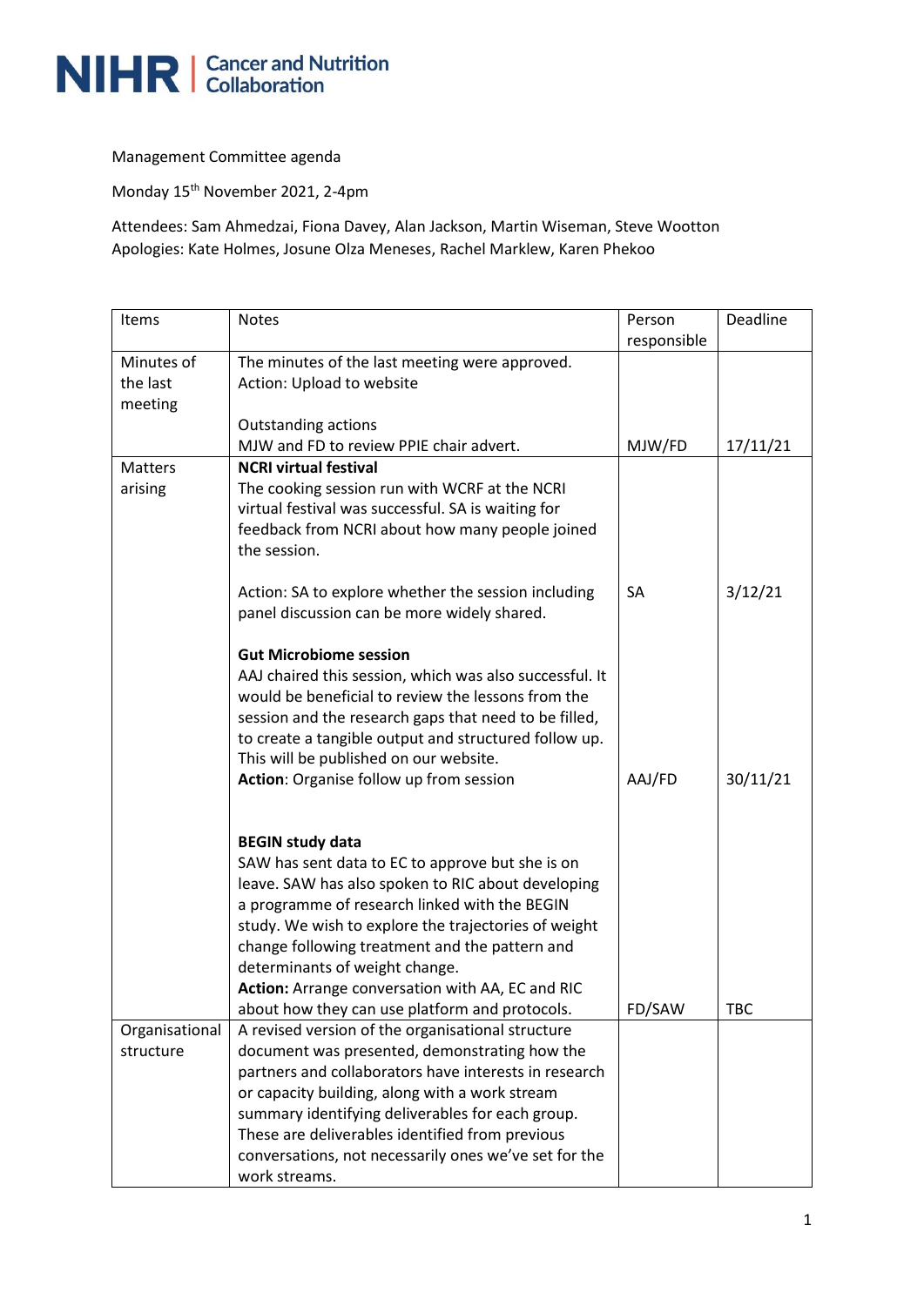NIHR | Cancer and Nutrition Collaboration

Management Committee agenda

Monday 15th November 2021, 2-4pm

Attendees: Sam Ahmedzai, Fiona Davey, Alan Jackson, Martin Wiseman, Steve Wootton
Apologies: Kate Holmes, Josune Olza Meneses, Rachel Marklew, Karen Phekoo

| Items | Notes | Person responsible | Deadline |
|---|---|---|---|
| Minutes of the last meeting | The minutes of the last meeting were approved.<br>Action: Upload to website<br><br>Outstanding actions<br>MJW and FD to review PPIE chair advert. | MJW/FD | 17/11/21 |
| Matters arising | **NCRI virtual festival**<br>The cooking session run with WCRF at the NCRI virtual festival was successful. SA is waiting for feedback from NCRI about how many people joined the session.<br><br>Action: SA to explore whether the session including panel discussion can be more widely shared. | SA | 3/12/21 |
| | **Gut Microbiome session**<br>AAJ chaired this session, which was also successful. It would be beneficial to review the lessons from the session and the research gaps that need to be filled, to create a tangible output and structured follow up. This will be published on our website.<br>**Action**: Organise follow up from session | AAJ/FD | 30/11/21 |
| | **BEGIN study data**<br>SAW has sent data to EC to approve but she is on leave. SAW has also spoken to RIC about developing a programme of research linked with the BEGIN study. We wish to explore the trajectories of weight change following treatment and the pattern and determinants of weight change.<br>**Action:** Arrange conversation with AA, EC and RIC about how they can use platform and protocols. | FD/SAW | TBC |
| Organisational structure | A revised version of the organisational structure document was presented, demonstrating how the partners and collaborators have interests in research or capacity building, along with a work stream summary identifying deliverables for each group. These are deliverables identified from previous conversations, not necessarily ones we've set for the work streams. | | |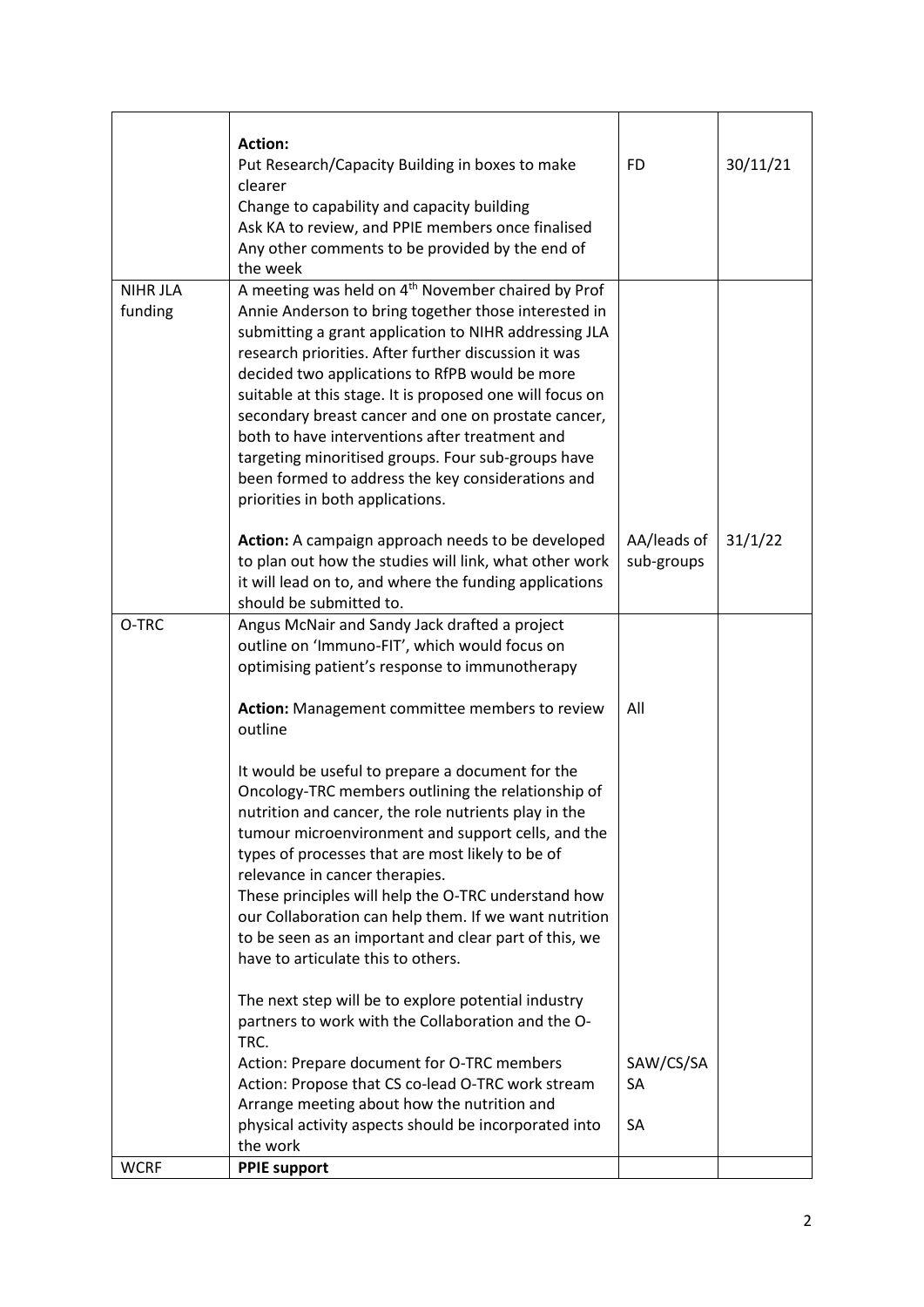| | | | |
|---|---|---|---|
| | **Action:**<br>Put Research/Capacity Building in boxes to make clearer<br>Change to capability and capacity building<br>Ask KA to review, and PPIE members once finalised<br>Any other comments to be provided by the end of the week | FD | 30/11/21 |
| NIHR JLA funding | A meeting was held on 4th November chaired by Prof Annie Anderson to bring together those interested in submitting a grant application to NIHR addressing JLA research priorities. After further discussion it was decided two applications to RfPB would be more suitable at this stage. It is proposed one will focus on secondary breast cancer and one on prostate cancer, both to have interventions after treatment and targeting minoritised groups. Four sub-groups have been formed to address the key considerations and priorities in both applications. | | |
| | **Action:** A campaign approach needs to be developed to plan out how the studies will link, what other work it will lead on to, and where the funding applications should be submitted to. | AA/leads of sub-groups | 31/1/22 |
| O-TRC | Angus McNair and Sandy Jack drafted a project outline on 'Immuno-FIT', which would focus on optimising patient's response to immunotherapy | | |
| | **Action:** Management committee members to review outline | All | |
| | It would be useful to prepare a document for the Oncology-TRC members outlining the relationship of nutrition and cancer, the role nutrients play in the tumour microenvironment and support cells, and the types of processes that are most likely to be of relevance in cancer therapies.<br>These principles will help the O-TRC understand how our Collaboration can help them. If we want nutrition to be seen as an important and clear part of this, we have to articulate this to others.<br><br>The next step will be to explore potential industry partners to work with the Collaboration and the O-TRC. | | |
| | Action: Prepare document for O-TRC members | SAW/CS/SA | |
| | Action: Propose that CS co-lead O-TRC work stream | SA | |
| | Arrange meeting about how the nutrition and physical activity aspects should be incorporated into the work | SA | |
| WCRF | **PPIE support** | | |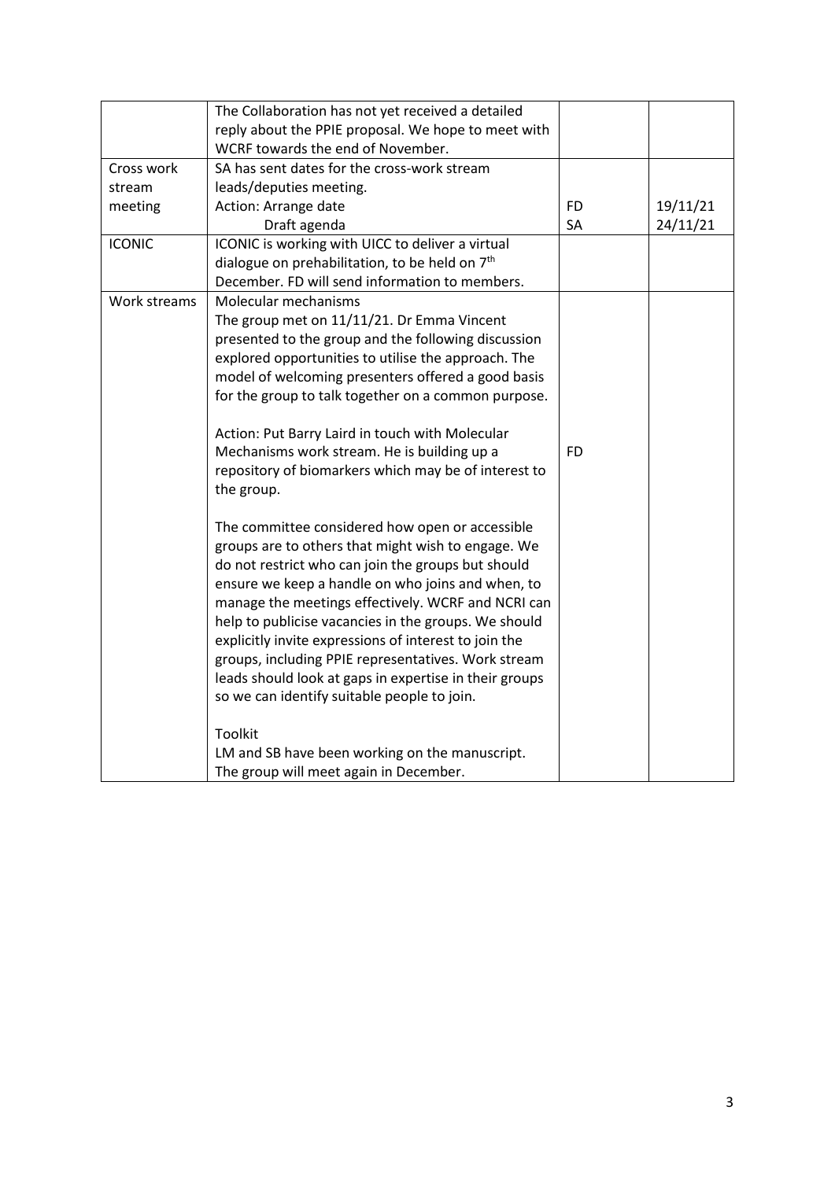| | | | |
|---|---|---|---|
| | The Collaboration has not yet received a detailed reply about the PPIE proposal. We hope to meet with WCRF towards the end of November. | | |
| Cross work stream meeting | SA has sent dates for the cross-work stream leads/deputies meeting.<br>Action: Arrange date<br>Draft agenda | <br><br>FD<br>SA | <br><br>19/11/21<br>24/11/21 |
| ICONIC | ICONIC is working with UICC to deliver a virtual dialogue on prehabilitation, to be held on 7th December. FD will send information to members. | | |
| Work streams | Molecular mechanisms<br>The group met on 11/11/21. Dr Emma Vincent presented to the group and the following discussion explored opportunities to utilise the approach. The model of welcoming presenters offered a good basis for the group to talk together on a common purpose.<br><br>Action: Put Barry Laird in touch with Molecular Mechanisms work stream. He is building up a repository of biomarkers which may be of interest to the group.<br><br>The committee considered how open or accessible groups are to others that might wish to engage. We do not restrict who can join the groups but should ensure we keep a handle on who joins and when, to manage the meetings effectively. WCRF and NCRI can help to publicise vacancies in the groups. We should explicitly invite expressions of interest to join the groups, including PPIE representatives. Work stream leads should look at gaps in expertise in their groups so we can identify suitable people to join.<br><br>Toolkit<br>LM and SB have been working on the manuscript. The group will meet again in December. | <br><br><br><br><br><br>FD | |